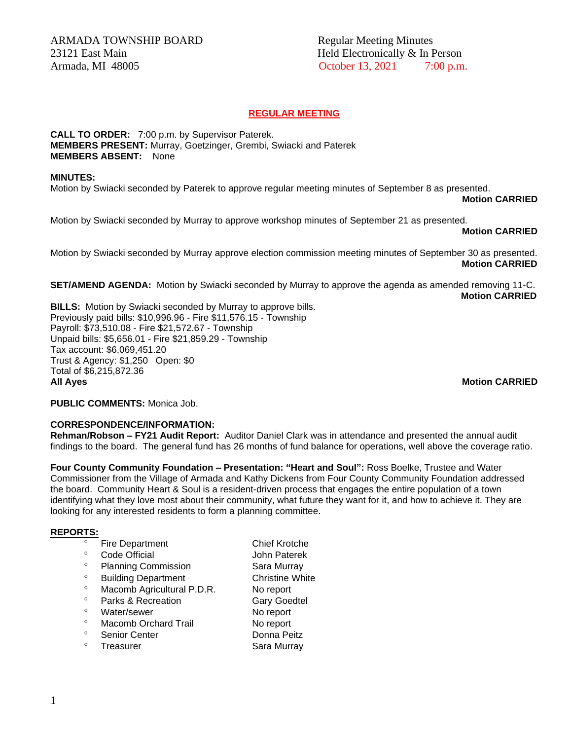ARMADA TOWNSHIP BOARD
23121 East Main
Armada, MI 48005

Regular Meeting Minutes
Held Electronically & In Person
October 13, 2021 7:00 p.m.

## REGULAR MEETING

**CALL TO ORDER:** 7:00 p.m. by Supervisor Paterek.
**MEMBERS PRESENT:** Murray, Goetzinger, Grembi, Swiacki and Paterek
**MEMBERS ABSENT:** None

**MINUTES:**
Motion by Swiacki seconded by Paterek to approve regular meeting minutes of September 8 as presented.
**Motion CARRIED**

Motion by Swiacki seconded by Murray to approve workshop minutes of September 21 as presented.
**Motion CARRIED**

Motion by Swiacki seconded by Murray approve election commission meeting minutes of September 30 as presented.
**Motion CARRIED**

**SET/AMEND AGENDA:** Motion by Swiacki seconded by Murray to approve the agenda as amended removing 11-C.
**Motion CARRIED**

**BILLS:** Motion by Swiacki seconded by Murray to approve bills.
Previously paid bills: $10,996.96 - Fire $11,576.15 - Township
Payroll: $73,510.08 - Fire $21,572.67 - Township
Unpaid bills: $5,656.01 - Fire $21,859.29 - Township
Tax account: $6,069,451.20
Trust & Agency: $1,250 Open: $0
Total of $6,215,872.36
**All Ayes** **Motion CARRIED**

**PUBLIC COMMENTS:** Monica Job.

**CORRESPONDENCE/INFORMATION:**
**Rehman/Robson – FY21 Audit Report:** Auditor Daniel Clark was in attendance and presented the annual audit findings to the board. The general fund has 26 months of fund balance for operations, well above the coverage ratio.

**Four County Community Foundation – Presentation: "Heart and Soul":** Ross Boelke, Trustee and Water Commissioner from the Village of Armada and Kathy Dickens from Four County Community Foundation addressed the board. Community Heart & Soul is a resident-driven process that engages the entire population of a town identifying what they love most about their community, what future they want for it, and how to achieve it. They are looking for any interested residents to form a planning committee.

**REPORTS:**

- Fire Department — Chief Krotche
- Code Official — John Paterek
- Planning Commission — Sara Murray
- Building Department — Christine White
- Macomb Agricultural P.D.R. — No report
- Parks & Recreation — Gary Goedtel
- Water/sewer — No report
- Macomb Orchard Trail — No report
- Senior Center — Donna Peitz
- Treasurer — Sara Murray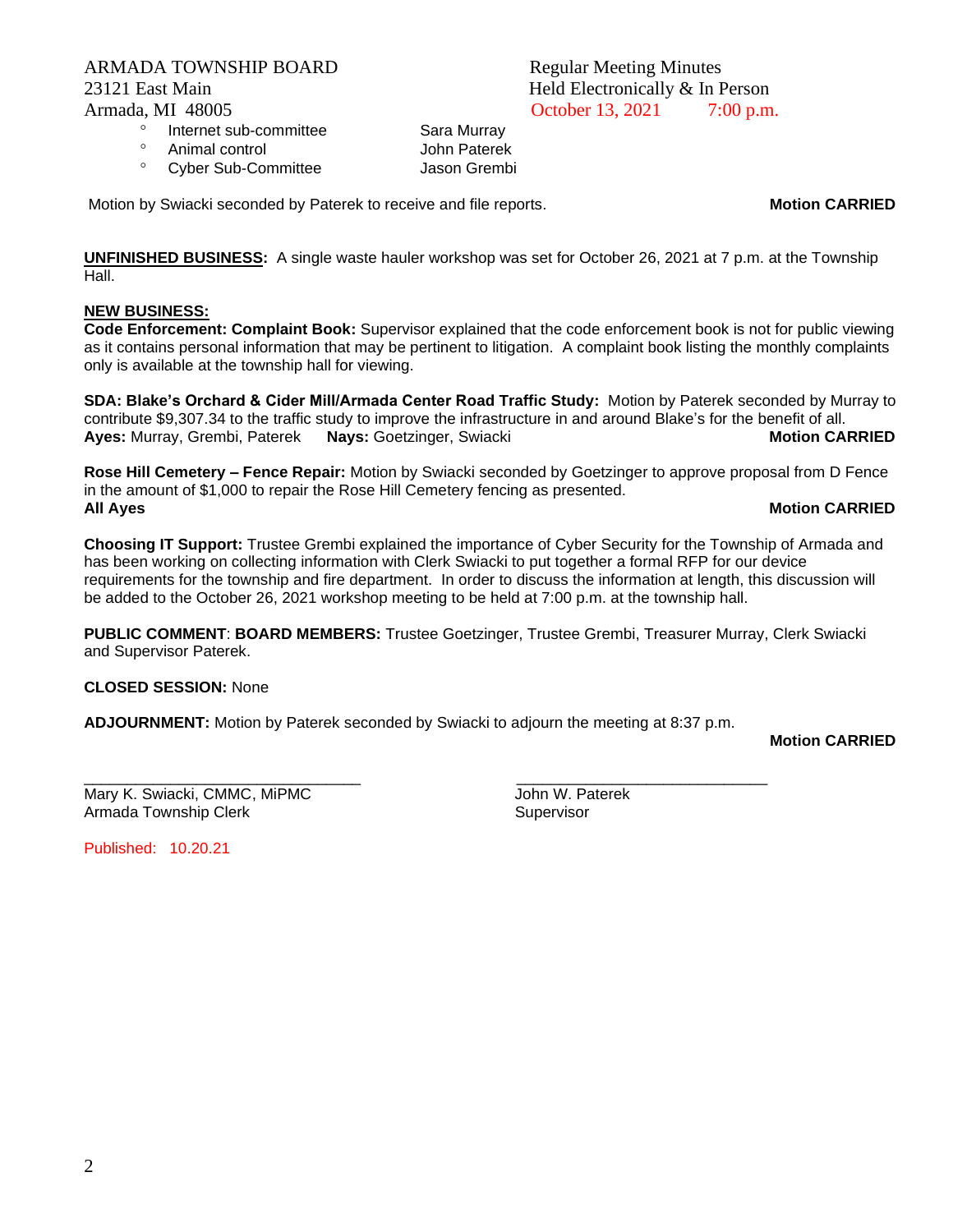ARMADA TOWNSHIP BOARD
23121 East Main
Armada, MI 48005

Regular Meeting Minutes
Held Electronically & In Person
October 13, 2021 7:00 p.m.

- Internet sub-committee — Sara Murray
- Animal control — John Paterek
- Cyber Sub-Committee — Jason Grembi

Motion by Swiacki seconded by Paterek to receive and file reports. **Motion CARRIED**

**UNFINISHED BUSINESS:** A single waste hauler workshop was set for October 26, 2021 at 7 p.m. at the Township Hall.

**NEW BUSINESS:**

**Code Enforcement: Complaint Book:** Supervisor explained that the code enforcement book is not for public viewing as it contains personal information that may be pertinent to litigation. A complaint book listing the monthly complaints only is available at the township hall for viewing.

**SDA: Blake's Orchard & Cider Mill/Armada Center Road Traffic Study:** Motion by Paterek seconded by Murray to contribute $9,307.34 to the traffic study to improve the infrastructure in and around Blake's for the benefit of all.
**Ayes:** Murray, Grembi, Paterek **Nays:** Goetzinger, Swiacki **Motion CARRIED**

**Rose Hill Cemetery – Fence Repair:** Motion by Swiacki seconded by Goetzinger to approve proposal from D Fence in the amount of $1,000 to repair the Rose Hill Cemetery fencing as presented.
**All Ayes** **Motion CARRIED**

**Choosing IT Support:** Trustee Grembi explained the importance of Cyber Security for the Township of Armada and has been working on collecting information with Clerk Swiacki to put together a formal RFP for our device requirements for the township and fire department. In order to discuss the information at length, this discussion will be added to the October 26, 2021 workshop meeting to be held at 7:00 p.m. at the township hall.

**PUBLIC COMMENT**: **BOARD MEMBERS:** Trustee Goetzinger, Trustee Grembi, Treasurer Murray, Clerk Swiacki and Supervisor Paterek.

**CLOSED SESSION:** None

**ADJOURNMENT:** Motion by Paterek seconded by Swiacki to adjourn the meeting at 8:37 p.m.

**Motion CARRIED**

_______________________________
Mary K. Swiacki, CMMC, MiPMC
Armada Township Clerk

_______________________________
John W. Paterek
Supervisor

Published: 10.20.21